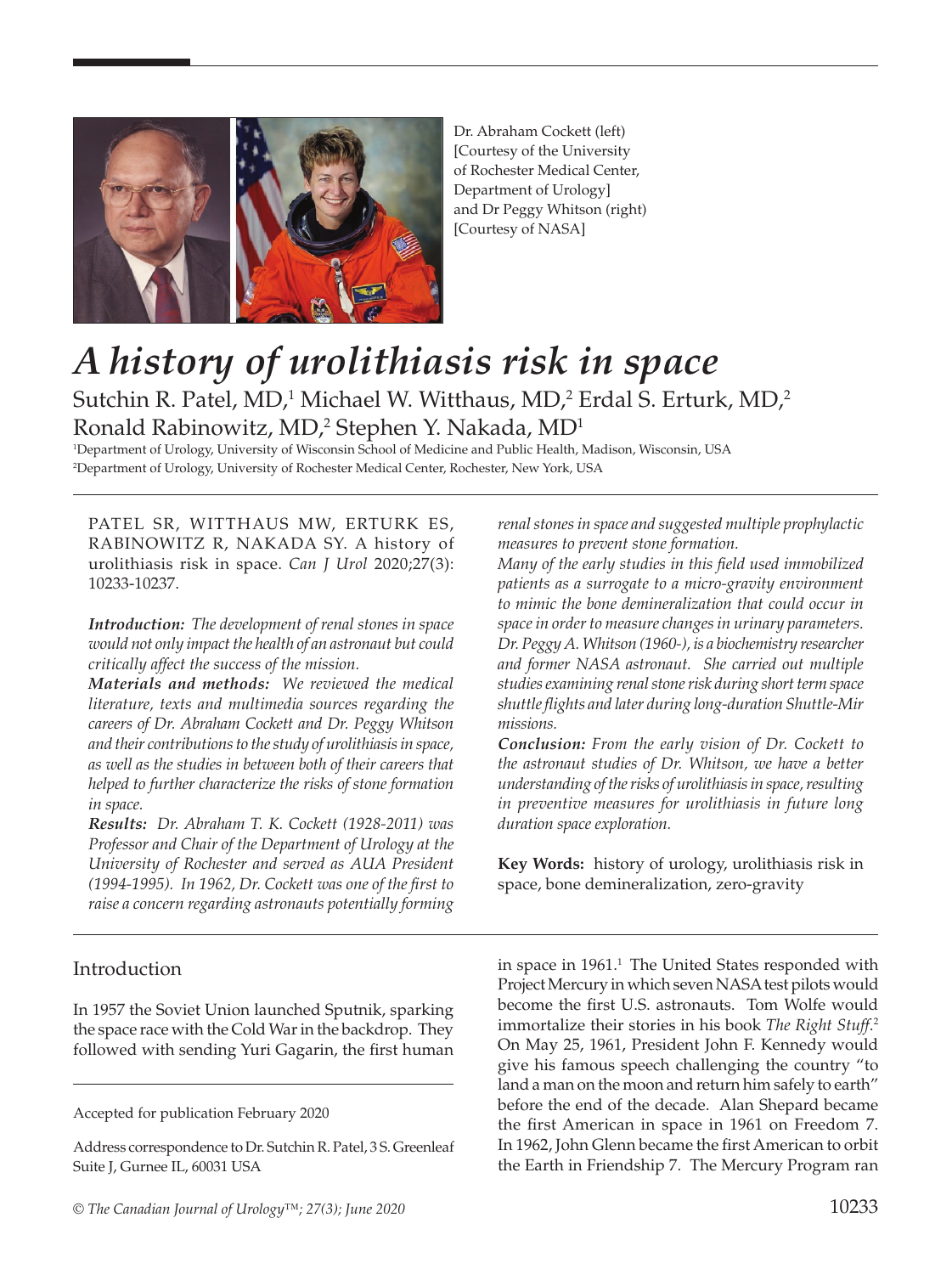Dr. Abraham Cockett (left) [Courtesy of the University of Rochester Medical Center, Department of Urology] and Dr Peggy Whitson (right) [Courtesy of NASA]

# *A history of urolithiasis risk in space*

Sutchin R. Patel, MD,[1] Michael W. Witthaus, MD,[2] Erdal S. Erturk, MD,[2] Ronald Rabinowitz, MD,[2] Stephen Y. Nakada, MD[1]

[1]Department of Urology, University of Wisconsin School of Medicine and Public Health, Madison, Wisconsin, USA
[2]Department of Urology, University of Rochester Medical Center, Rochester, New York, USA

PATEL SR, WITTHAUS MW, ERTURK ES, RABINOWITZ R, NAKADA SY. A history of urolithiasis risk in space. *Can J Urol* 2020;27(3):10233-10237.

***Introduction:*** *The development of renal stones in space would not only impact the health of an astronaut but could critically affect the success of the mission.*

***Materials and methods:*** *We reviewed the medical literature, texts and multimedia sources regarding the careers of Dr. Abraham Cockett and Dr. Peggy Whitson and their contributions to the study of urolithiasis in space, as well as the studies in between both of their careers that helped to further characterize the risks of stone formation in space.*

***Results:*** *Dr. Abraham T. K. Cockett (1928-2011) was Professor and Chair of the Department of Urology at the University of Rochester and served as AUA President (1994-1995). In 1962, Dr. Cockett was one of the first to raise a concern regarding astronauts potentially forming renal stones in space and suggested multiple prophylactic measures to prevent stone formation.*

*Many of the early studies in this field used immobilized patients as a surrogate to a micro-gravity environment to mimic the bone demineralization that could occur in space in order to measure changes in urinary parameters. Dr. Peggy A. Whitson (1960-), is a biochemistry researcher and former NASA astronaut. She carried out multiple studies examining renal stone risk during short term space shuttle flights and later during long-duration Shuttle-Mir missions.*

***Conclusion:*** *From the early vision of Dr. Cockett to the astronaut studies of Dr. Whitson, we have a better understanding of the risks of urolithiasis in space, resulting in preventive measures for urolithiasis in future long duration space exploration.*

**Key Words:** history of urology, urolithiasis risk in space, bone demineralization, zero-gravity

## Introduction

In 1957 the Soviet Union launched Sputnik, sparking the space race with the Cold War in the backdrop. They followed with sending Yuri Gagarin, the first human in space in 1961.[1] The United States responded with Project Mercury in which seven NASA test pilots would become the first U.S. astronauts. Tom Wolfe would immortalize their stories in his book *The Right Stuff*.[2] On May 25, 1961, President John F. Kennedy would give his famous speech challenging the country "to land a man on the moon and return him safely to earth" before the end of the decade. Alan Shepard became the first American in space in 1961 on Freedom 7. In 1962, John Glenn became the first American to orbit the Earth in Friendship 7. The Mercury Program ran

Accepted for publication February 2020

Address correspondence to Dr. Sutchin R. Patel, 3 S. Greenleaf Suite J, Gurnee IL, 60031 USA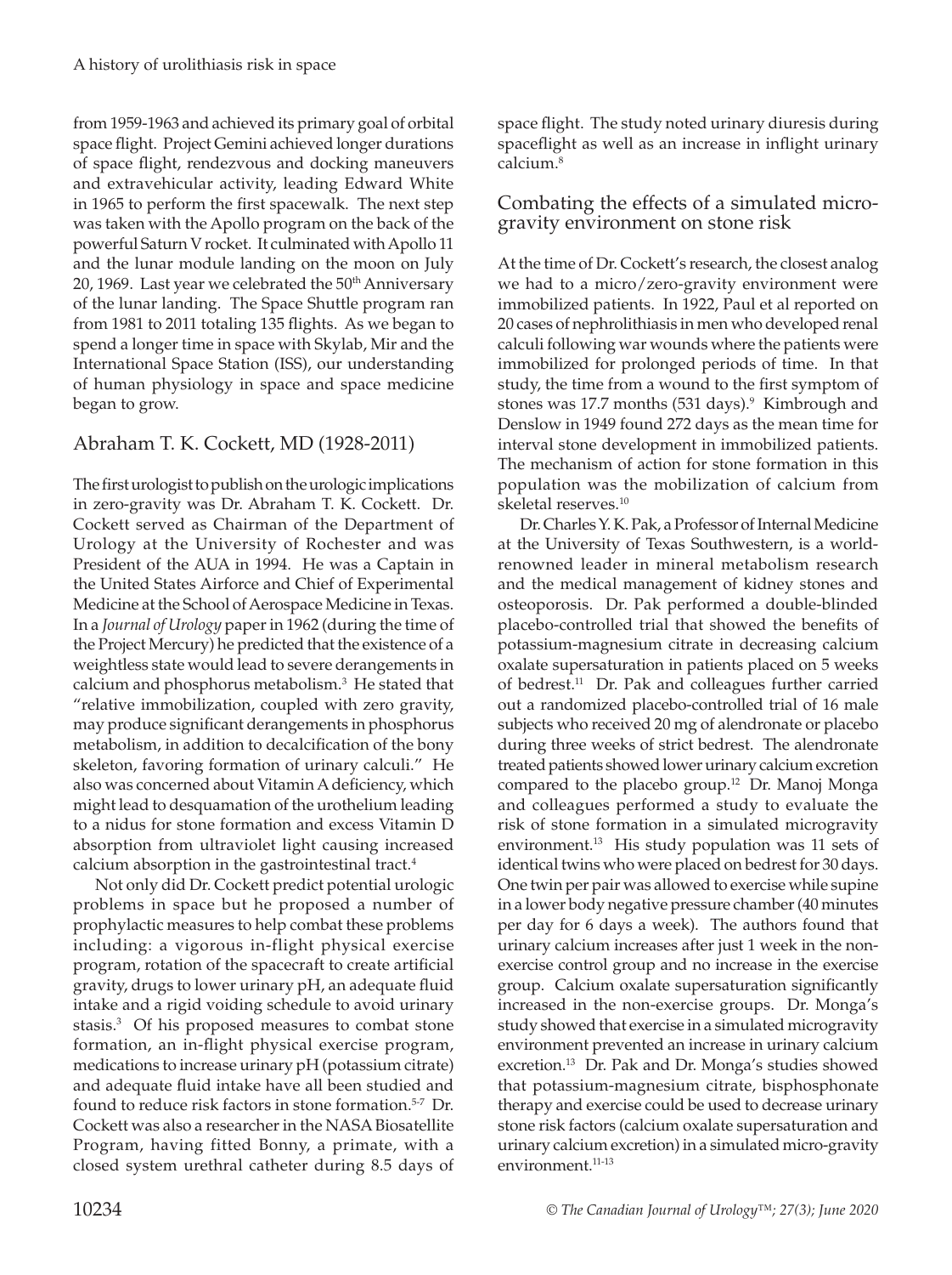from 1959-1963 and achieved its primary goal of orbital space flight. Project Gemini achieved longer durations of space flight, rendezvous and docking maneuvers and extravehicular activity, leading Edward White in 1965 to perform the first spacewalk. The next step was taken with the Apollo program on the back of the powerful Saturn V rocket. It culminated with Apollo 11 and the lunar module landing on the moon on July 20, 1969. Last year we celebrated the 50th Anniversary of the lunar landing. The Space Shuttle program ran from 1981 to 2011 totaling 135 flights. As we began to spend a longer time in space with Skylab, Mir and the International Space Station (ISS), our understanding of human physiology in space and space medicine began to grow.

## Abraham T. K. Cockett, MD (1928-2011)

The first urologist to publish on the urologic implications in zero-gravity was Dr. Abraham T. K. Cockett. Dr. Cockett served as Chairman of the Department of Urology at the University of Rochester and was President of the AUA in 1994. He was a Captain in the United States Airforce and Chief of Experimental Medicine at the School of Aerospace Medicine in Texas. In a *Journal of Urology* paper in 1962 (during the time of the Project Mercury) he predicted that the existence of a weightless state would lead to severe derangements in calcium and phosphorus metabolism.[3] He stated that "relative immobilization, coupled with zero gravity, may produce significant derangements in phosphorus metabolism, in addition to decalcification of the bony skeleton, favoring formation of urinary calculi." He also was concerned about Vitamin A deficiency, which might lead to desquamation of the urothelium leading to a nidus for stone formation and excess Vitamin D absorption from ultraviolet light causing increased calcium absorption in the gastrointestinal tract.[4]

Not only did Dr. Cockett predict potential urologic problems in space but he proposed a number of prophylactic measures to help combat these problems including: a vigorous in-flight physical exercise program, rotation of the spacecraft to create artificial gravity, drugs to lower urinary pH, an adequate fluid intake and a rigid voiding schedule to avoid urinary stasis.[3] Of his proposed measures to combat stone formation, an in-flight physical exercise program, medications to increase urinary pH (potassium citrate) and adequate fluid intake have all been studied and found to reduce risk factors in stone formation.[5-7] Dr. Cockett was also a researcher in the NASA Biosatellite Program, having fitted Bonny, a primate, with a closed system urethral catheter during 8.5 days of space flight. The study noted urinary diuresis during spaceflight as well as an increase in inflight urinary calcium.[8]

## Combating the effects of a simulated micro-gravity environment on stone risk

At the time of Dr. Cockett's research, the closest analog we had to a micro/zero-gravity environment were immobilized patients. In 1922, Paul et al reported on 20 cases of nephrolithiasis in men who developed renal calculi following war wounds where the patients were immobilized for prolonged periods of time. In that study, the time from a wound to the first symptom of stones was 17.7 months (531 days).[9] Kimbrough and Denslow in 1949 found 272 days as the mean time for interval stone development in immobilized patients. The mechanism of action for stone formation in this population was the mobilization of calcium from skeletal reserves.[10]

Dr. Charles Y. K. Pak, a Professor of Internal Medicine at the University of Texas Southwestern, is a world-renowned leader in mineral metabolism research and the medical management of kidney stones and osteoporosis. Dr. Pak performed a double-blinded placebo-controlled trial that showed the benefits of potassium-magnesium citrate in decreasing calcium oxalate supersaturation in patients placed on 5 weeks of bedrest.[11] Dr. Pak and colleagues further carried out a randomized placebo-controlled trial of 16 male subjects who received 20 mg of alendronate or placebo during three weeks of strict bedrest. The alendronate treated patients showed lower urinary calcium excretion compared to the placebo group.[12] Dr. Manoj Monga and colleagues performed a study to evaluate the risk of stone formation in a simulated microgravity environment.[13] His study population was 11 sets of identical twins who were placed on bedrest for 30 days. One twin per pair was allowed to exercise while supine in a lower body negative pressure chamber (40 minutes per day for 6 days a week). The authors found that urinary calcium increases after just 1 week in the non-exercise control group and no increase in the exercise group. Calcium oxalate supersaturation significantly increased in the non-exercise groups. Dr. Monga's study showed that exercise in a simulated microgravity environment prevented an increase in urinary calcium excretion.[13] Dr. Pak and Dr. Monga's studies showed that potassium-magnesium citrate, bisphosphonate therapy and exercise could be used to decrease urinary stone risk factors (calcium oxalate supersaturation and urinary calcium excretion) in a simulated micro-gravity environment.[11-13]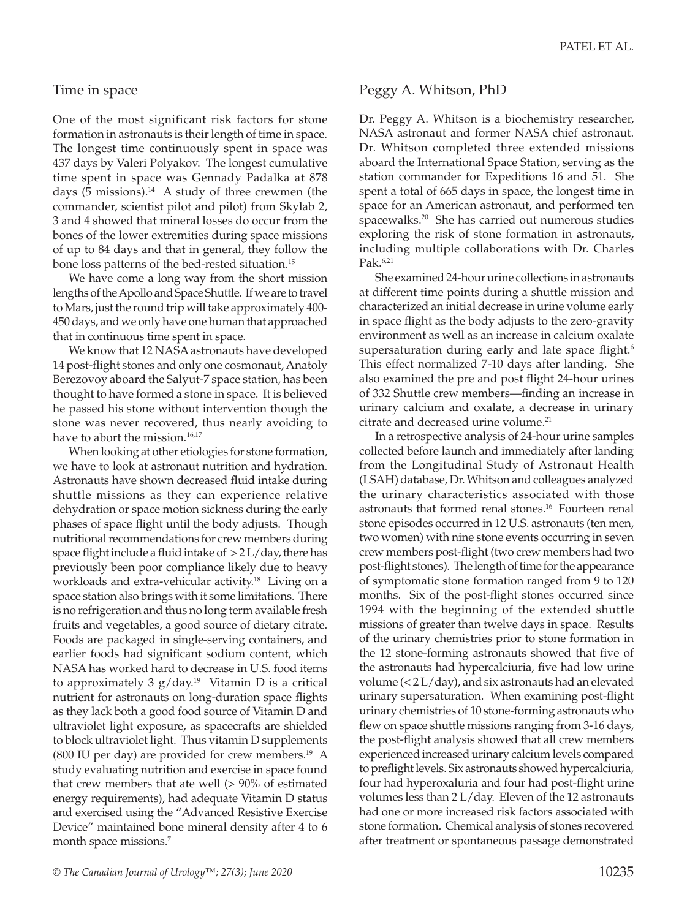## Time in space

One of the most significant risk factors for stone formation in astronauts is their length of time in space. The longest time continuously spent in space was 437 days by Valeri Polyakov. The longest cumulative time spent in space was Gennady Padalka at 878 days (5 missions).[14] A study of three crewmen (the commander, scientist pilot and pilot) from Skylab 2, 3 and 4 showed that mineral losses do occur from the bones of the lower extremities during space missions of up to 84 days and that in general, they follow the bone loss patterns of the bed-rested situation.[15]

We have come a long way from the short mission lengths of the Apollo and Space Shuttle. If we are to travel to Mars, just the round trip will take approximately 400-450 days, and we only have one human that approached that in continuous time spent in space.

We know that 12 NASA astronauts have developed 14 post-flight stones and only one cosmonaut, Anatoly Berezovoy aboard the Salyut-7 space station, has been thought to have formed a stone in space. It is believed he passed his stone without intervention though the stone was never recovered, thus nearly avoiding to have to abort the mission.[16,17]

When looking at other etiologies for stone formation, we have to look at astronaut nutrition and hydration. Astronauts have shown decreased fluid intake during shuttle missions as they can experience relative dehydration or space motion sickness during the early phases of space flight until the body adjusts. Though nutritional recommendations for crew members during space flight include a fluid intake of > 2 L/day, there has previously been poor compliance likely due to heavy workloads and extra-vehicular activity.[18] Living on a space station also brings with it some limitations. There is no refrigeration and thus no long term available fresh fruits and vegetables, a good source of dietary citrate. Foods are packaged in single-serving containers, and earlier foods had significant sodium content, which NASA has worked hard to decrease in U.S. food items to approximately 3 g/day.[19] Vitamin D is a critical nutrient for astronauts on long-duration space flights as they lack both a good food source of Vitamin D and ultraviolet light exposure, as spacecrafts are shielded to block ultraviolet light. Thus vitamin D supplements (800 IU per day) are provided for crew members.[19] A study evaluating nutrition and exercise in space found that crew members that ate well (> 90% of estimated energy requirements), had adequate Vitamin D status and exercised using the "Advanced Resistive Exercise Device" maintained bone mineral density after 4 to 6 month space missions.[7]

## Peggy A. Whitson, PhD

Dr. Peggy A. Whitson is a biochemistry researcher, NASA astronaut and former NASA chief astronaut. Dr. Whitson completed three extended missions aboard the International Space Station, serving as the station commander for Expeditions 16 and 51. She spent a total of 665 days in space, the longest time in space for an American astronaut, and performed ten spacewalks.[20] She has carried out numerous studies exploring the risk of stone formation in astronauts, including multiple collaborations with Dr. Charles Pak.[6,21]

She examined 24-hour urine collections in astronauts at different time points during a shuttle mission and characterized an initial decrease in urine volume early in space flight as the body adjusts to the zero-gravity environment as well as an increase in calcium oxalate supersaturation during early and late space flight.[6] This effect normalized 7-10 days after landing. She also examined the pre and post flight 24-hour urines of 332 Shuttle crew members—finding an increase in urinary calcium and oxalate, a decrease in urinary citrate and decreased urine volume.[21]

In a retrospective analysis of 24-hour urine samples collected before launch and immediately after landing from the Longitudinal Study of Astronaut Health (LSAH) database, Dr. Whitson and colleagues analyzed the urinary characteristics associated with those astronauts that formed renal stones.[16] Fourteen renal stone episodes occurred in 12 U.S. astronauts (ten men, two women) with nine stone events occurring in seven crew members post-flight (two crew members had two post-flight stones). The length of time for the appearance of symptomatic stone formation ranged from 9 to 120 months. Six of the post-flight stones occurred since 1994 with the beginning of the extended shuttle missions of greater than twelve days in space. Results of the urinary chemistries prior to stone formation in the 12 stone-forming astronauts showed that five of the astronauts had hypercalciuria, five had low urine volume (< 2 L/day), and six astronauts had an elevated urinary supersaturation. When examining post-flight urinary chemistries of 10 stone-forming astronauts who flew on space shuttle missions ranging from 3-16 days, the post-flight analysis showed that all crew members experienced increased urinary calcium levels compared to preflight levels. Six astronauts showed hypercalciuria, four had hyperoxaluria and four had post-flight urine volumes less than 2 L/day. Eleven of the 12 astronauts had one or more increased risk factors associated with stone formation. Chemical analysis of stones recovered after treatment or spontaneous passage demonstrated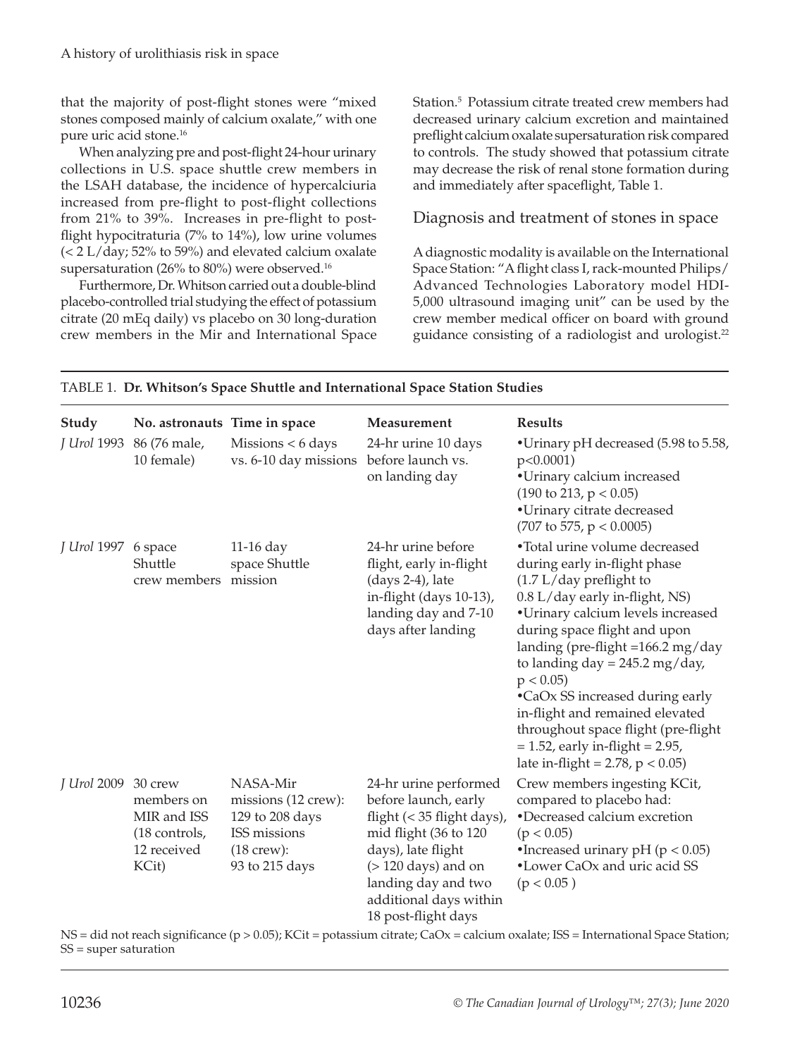that the majority of post-flight stones were "mixed stones composed mainly of calcium oxalate," with one pure uric acid stone.[16]

When analyzing pre and post-flight 24-hour urinary collections in U.S. space shuttle crew members in the LSAH database, the incidence of hypercalciuria increased from pre-flight to post-flight collections from 21% to 39%. Increases in pre-flight to post-flight hypocitraturia (7% to 14%), low urine volumes (< 2 L/day; 52% to 59%) and elevated calcium oxalate supersaturation (26% to 80%) were observed.[16]

Furthermore, Dr. Whitson carried out a double-blind placebo-controlled trial studying the effect of potassium citrate (20 mEq daily) vs placebo on 30 long-duration crew members in the Mir and International Space Station.[5] Potassium citrate treated crew members had decreased urinary calcium excretion and maintained preflight calcium oxalate supersaturation risk compared to controls. The study showed that potassium citrate may decrease the risk of renal stone formation during and immediately after spaceflight, Table 1.

## Diagnosis and treatment of stones in space

A diagnostic modality is available on the International Space Station: "A flight class I, rack-mounted Philips/ Advanced Technologies Laboratory model HDI-5,000 ultrasound imaging unit" can be used by the crew member medical officer on board with ground guidance consisting of a radiologist and urologist.[22]

TABLE 1. **Dr. Whitson's Space Shuttle and International Space Station Studies**

| Study | No. astronauts | Time in space | Measurement | Results |
|---|---|---|---|---|
| *J Urol* 1993 | 86 (76 male, 10 female) | Missions < 6 days vs. 6-10 day missions | 24-hr urine 10 days before launch vs. on landing day | •Urinary pH decreased (5.98 to 5.58, $p<0.0001$) •Urinary calcium increased (190 to 213, $p < 0.05$) •Urinary citrate decreased (707 to 575, $p < 0.0005$) |
| *J Urol* 1997 | 6 space Shuttle crew members | 11-16 day space Shuttle mission | 24-hr urine before flight, early in-flight (days 2-4), late in-flight (days 10-13), landing day and 7-10 days after landing | •Total urine volume decreased during early in-flight phase (1.7 L/day preflight to 0.8 L/day early in-flight, NS) •Urinary calcium levels increased during space flight and upon landing (pre-flight =166.2 mg/day to landing day = 245.2 mg/day, $p < 0.05$) •CaOx SS increased during early in-flight and remained elevated throughout space flight (pre-flight = 1.52, early in-flight = 2.95, late in-flight = 2.78, $p < 0.05$) |
| *J Urol* 2009 | 30 crew members on MIR and ISS (18 controls, 12 received KCit) | NASA-Mir missions (12 crew): 129 to 208 days ISS missions (18 crew): 93 to 215 days | 24-hr urine performed before launch, early flight (< 35 flight days), mid flight (36 to 120 days), late flight (> 120 days) and on landing day and two additional days within 18 post-flight days | Crew members ingesting KCit, compared to placebo had: •Decreased calcium excretion ($p < 0.05$) •Increased urinary pH ($p < 0.05$) •Lower CaOx and uric acid SS ($p < 0.05$) |

NS = did not reach significance ($p > 0.05$); KCit = potassium citrate; CaOx = calcium oxalate; ISS = International Space Station; SS = super saturation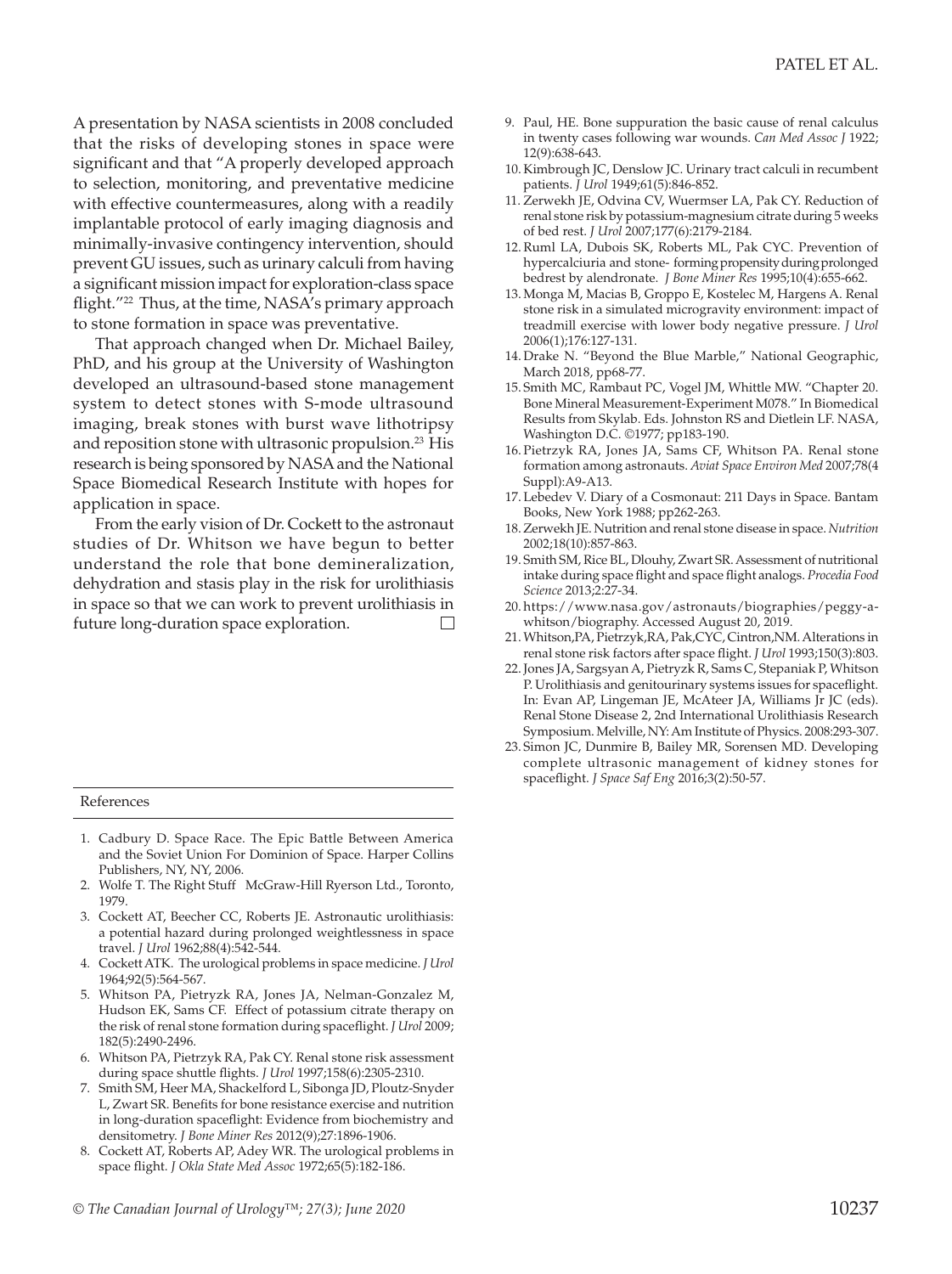A presentation by NASA scientists in 2008 concluded that the risks of developing stones in space were significant and that "A properly developed approach to selection, monitoring, and preventative medicine with effective countermeasures, along with a readily implantable protocol of early imaging diagnosis and minimally-invasive contingency intervention, should prevent GU issues, such as urinary calculi from having a significant mission impact for exploration-class space flight."[22] Thus, at the time, NASA's primary approach to stone formation in space was preventative.

That approach changed when Dr. Michael Bailey, PhD, and his group at the University of Washington developed an ultrasound-based stone management system to detect stones with S-mode ultrasound imaging, break stones with burst wave lithotripsy and reposition stone with ultrasonic propulsion.[23] His research is being sponsored by NASA and the National Space Biomedical Research Institute with hopes for application in space.

From the early vision of Dr. Cockett to the astronaut studies of Dr. Whitson we have begun to better understand the role that bone demineralization, dehydration and stasis play in the risk for urolithiasis in space so that we can work to prevent urolithiasis in future long-duration space exploration. □

## References

1. Cadbury D. Space Race. The Epic Battle Between America and the Soviet Union For Dominion of Space. Harper Collins Publishers, NY, NY, 2006.
2. Wolfe T. The Right Stuff McGraw-Hill Ryerson Ltd., Toronto, 1979.
3. Cockett AT, Beecher CC, Roberts JE. Astronautic urolithiasis: a potential hazard during prolonged weightlessness in space travel. *J Urol* 1962;88(4):542-544.
4. Cockett ATK. The urological problems in space medicine. *J Urol* 1964;92(5):564-567.
5. Whitson PA, Pietryzk RA, Jones JA, Nelman-Gonzalez M, Hudson EK, Sams CF. Effect of potassium citrate therapy on the risk of renal stone formation during spaceflight. *J Urol* 2009; 182(5):2490-2496.
6. Whitson PA, Pietrzyk RA, Pak CY. Renal stone risk assessment during space shuttle flights. *J Urol* 1997;158(6):2305-2310.
7. Smith SM, Heer MA, Shackelford L, Sibonga JD, Ploutz-Snyder L, Zwart SR. Benefits for bone resistance exercise and nutrition in long-duration spaceflight: Evidence from biochemistry and densitometry. *J Bone Miner Res* 2012(9);27:1896-1906.
8. Cockett AT, Roberts AP, Adey WR. The urological problems in space flight. *J Okla State Med Assoc* 1972;65(5):182-186.
9. Paul, HE. Bone suppuration the basic cause of renal calculus in twenty cases following war wounds. *Can Med Assoc J* 1922; 12(9):638-643.
10. Kimbrough JC, Denslow JC. Urinary tract calculi in recumbent patients. *J Urol* 1949;61(5):846-852.
11. Zerwekh JE, Odvina CV, Wuermser LA, Pak CY. Reduction of renal stone risk by potassium-magnesium citrate during 5 weeks of bed rest. *J Urol* 2007;177(6):2179-2184.
12. Ruml LA, Dubois SK, Roberts ML, Pak CYC. Prevention of hypercalciuria and stone- forming propensity during prolonged bedrest by alendronate. *J Bone Miner Res* 1995;10(4):655-662.
13. Monga M, Macias B, Groppo E, Kostelec M, Hargens A. Renal stone risk in a simulated microgravity environment: impact of treadmill exercise with lower body negative pressure. *J Urol* 2006(1);176:127-131.
14. Drake N. "Beyond the Blue Marble," National Geographic, March 2018, pp68-77.
15. Smith MC, Rambaut PC, Vogel JM, Whittle MW. "Chapter 20. Bone Mineral Measurement-Experiment M078." In Biomedical Results from Skylab. Eds. Johnston RS and Dietlein LF. NASA, Washington D.C. ©1977; pp183-190.
16. Pietrzyk RA, Jones JA, Sams CF, Whitson PA. Renal stone formation among astronauts. *Aviat Space Environ Med* 2007;78(4 Suppl):A9-A13.
17. Lebedev V. Diary of a Cosmonaut: 211 Days in Space. Bantam Books, New York 1988; pp262-263.
18. Zerwekh JE. Nutrition and renal stone disease in space. *Nutrition* 2002;18(10):857-863.
19. Smith SM, Rice BL, Dlouhy, Zwart SR. Assessment of nutritional intake during space flight and space flight analogs. *Procedia Food Science* 2013;2:27-34.
20. https://www.nasa.gov/astronauts/biographies/peggy-a-whitson/biography. Accessed August 20, 2019.
21. Whitson,PA, Pietrzyk,RA, Pak,CYC, Cintron,NM. Alterations in renal stone risk factors after space flight. *J Urol* 1993;150(3):803.
22. Jones JA, Sargsyan A, Pietryzk R, Sams C, Stepaniak P, Whitson P. Urolithiasis and genitourinary systems issues for spaceflight. In: Evan AP, Lingeman JE, McAteer JA, Williams Jr JC (eds). Renal Stone Disease 2, 2nd International Urolithiasis Research Symposium. Melville, NY: Am Institute of Physics. 2008:293-307.
23. Simon JC, Dunmire B, Bailey MR, Sorensen MD. Developing complete ultrasonic management of kidney stones for spaceflight. *J Space Saf Eng* 2016;3(2):50-57.